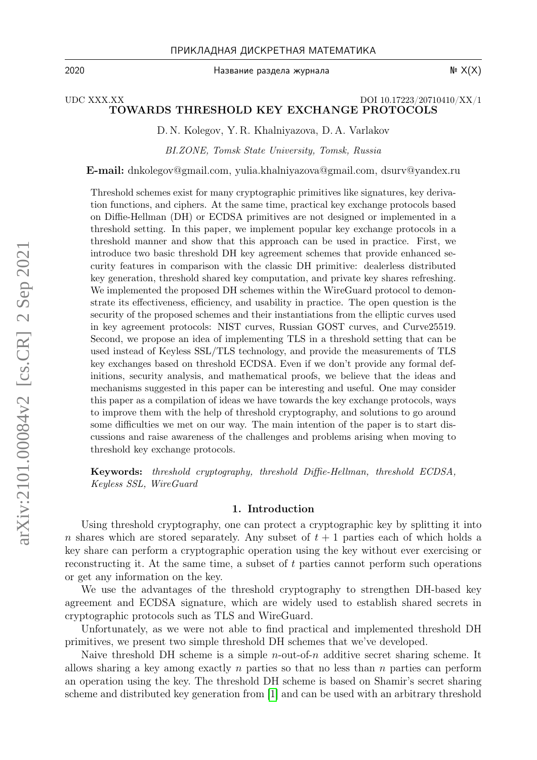UDC XXX.XX DOI 10.17223/20710410/XX/1

# TOWARDS THRESHOLD KEY EXCHANGE PROTOCOLS

D. N. Kolegov, Y. R. Khalniyazova, D. A. Varlakov

*BI.ZONE, Tomsk State University, Tomsk, Russia*

**E-mail:** dnkolegov@gmail.com, yulia.khalniyazova@gmail.com, dsurv@yandex.ru

Threshold schemes exist for many cryptographic primitives like signatures, key derivation functions, and ciphers. At the same time, practical key exchange protocols based on Diffie-Hellman (DH) or ECDSA primitives are not designed or implemented in a threshold setting. In this paper, we implement popular key exchange protocols in a threshold manner and show that this approach can be used in practice. First, we introduce two basic threshold DH key agreement schemes that provide enhanced security features in comparison with the classic DH primitive: dealerless distributed key generation, threshold shared key computation, and private key shares refreshing. We implemented the proposed DH schemes within the WireGuard protocol to demonstrate its effectiveness, efficiency, and usability in practice. The open question is the security of the proposed schemes and their instantiations from the elliptic curves used in key agreement protocols: NIST curves, Russian GOST curves, and Curve25519. Second, we propose an idea of implementing TLS in a threshold setting that can be used instead of Keyless SSL/TLS technology, and provide the measurements of TLS key exchanges based on threshold ECDSA. Even if we don't provide any formal definitions, security analysis, and mathematical proofs, we believe that the ideas and mechanisms suggested in this paper can be interesting and useful. One may consider this paper as a compilation of ideas we have towards the key exchange protocols, ways to improve them with the help of threshold cryptography, and solutions to go around some difficulties we met on our way. The main intention of the paper is to start discussions and raise awareness of the challenges and problems arising when moving to threshold key exchange protocols.

**Keywords:** *threshold cryptography, threshold Diffie-Hellman, threshold ECDSA, Keyless SSL, WireGuard*

## 1. Introduction

Using threshold cryptography, one can protect a cryptographic key by splitting it into $n$ shares which are stored separately. Any subset of $t+1$ parties each of which holds a key share can perform a cryptographic operation using the key without ever exercising or reconstructing it. At the same time, a subset of $t$ parties cannot perform such operations or get any information on the key.

We use the advantages of the threshold cryptography to strengthen DH-based key agreement and ECDSA signature, which are widely used to establish shared secrets in cryptographic protocols such as TLS and WireGuard.

Unfortunately, as we were not able to find practical and implemented threshold DH primitives, we present two simple threshold DH schemes that we've developed.

Naive threshold DH scheme is a simple $n$-out-of-$n$ additive secret sharing scheme. It allows sharing a key among exactly $n$ parties so that no less than $n$ parties can perform an operation using the key. The threshold DH scheme is based on Shamir's secret sharing scheme and distributed key generation from [1] and can be used with an arbitrary threshold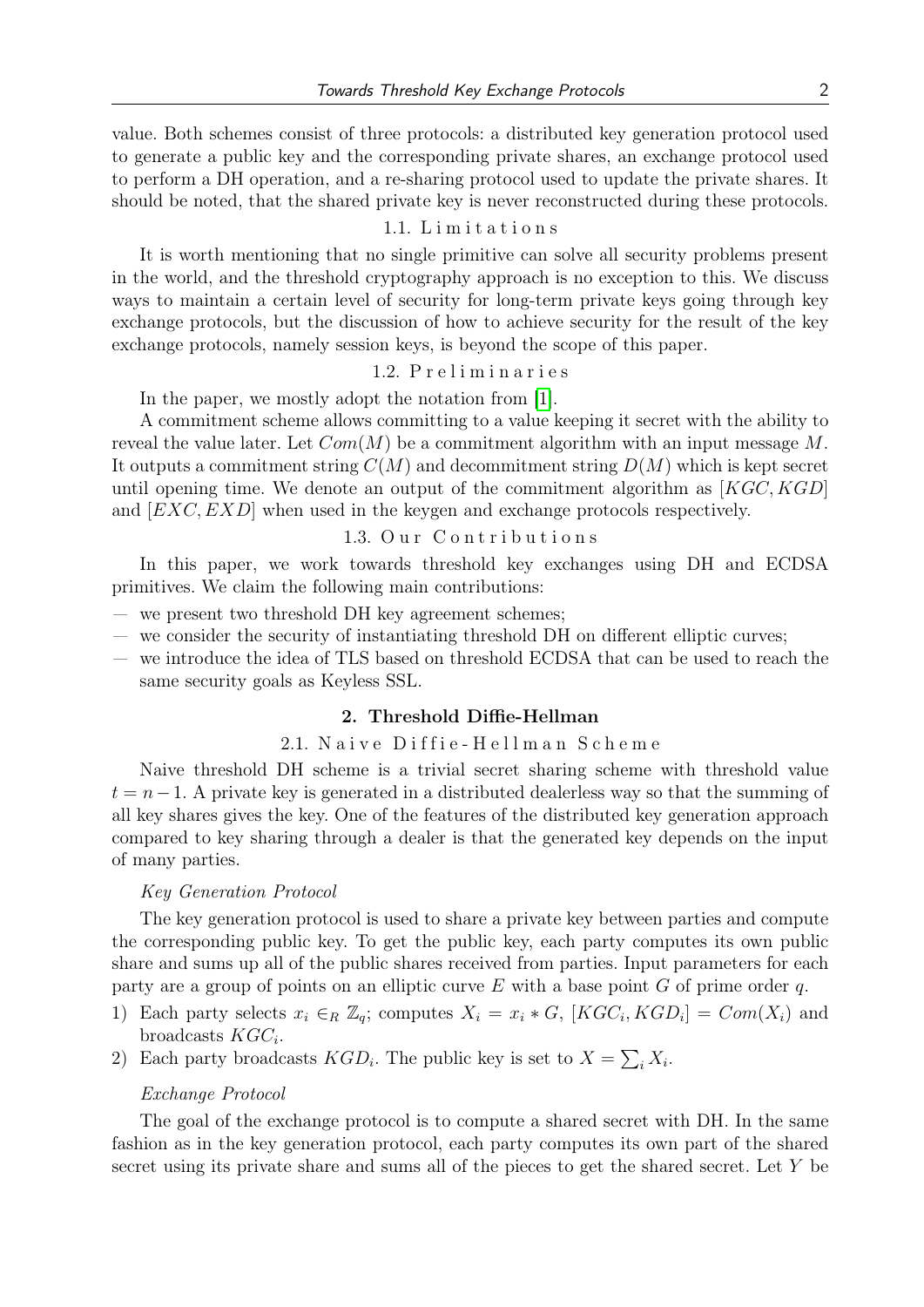value. Both schemes consist of three protocols: a distributed key generation protocol used to generate a public key and the corresponding private shares, an exchange protocol used to perform a DH operation, and a re-sharing protocol used to update the private shares. It should be noted, that the shared private key is never reconstructed during these protocols.

### 1.1. Limitations

It is worth mentioning that no single primitive can solve all security problems present in the world, and the threshold cryptography approach is no exception to this. We discuss ways to maintain a certain level of security for long-term private keys going through key exchange protocols, but the discussion of how to achieve security for the result of the key exchange protocols, namely session keys, is beyond the scope of this paper.

### 1.2. Preliminaries

In the paper, we mostly adopt the notation from [1].

A commitment scheme allows committing to a value keeping it secret with the ability to reveal the value later. Let $Com(M)$ be a commitment algorithm with an input message $M$. It outputs a commitment string $C(M)$ and decommitment string $D(M)$ which is kept secret until opening time. We denote an output of the commitment algorithm as $[KGC, KGD]$ and $[EXC, EXD]$ when used in the keygen and exchange protocols respectively.

### 1.3. Our Contributions

In this paper, we work towards threshold key exchanges using DH and ECDSA primitives. We claim the following main contributions:

- we present two threshold DH key agreement schemes;
- we consider the security of instantiating threshold DH on different elliptic curves;
- we introduce the idea of TLS based on threshold ECDSA that can be used to reach the same security goals as Keyless SSL.

## 2. Threshold Diffie-Hellman

### 2.1. Naive Diffie-Hellman Scheme

Naive threshold DH scheme is a trivial secret sharing scheme with threshold value $t = n-1$. A private key is generated in a distributed dealerless way so that the summing of all key shares gives the key. One of the features of the distributed key generation approach compared to key sharing through a dealer is that the generated key depends on the input of many parties.

*Key Generation Protocol*

The key generation protocol is used to share a private key between parties and compute the corresponding public key. To get the public key, each party computes its own public share and sums up all of the public shares received from parties. Input parameters for each party are a group of points on an elliptic curve $E$ with a base point $G$ of prime order $q$.

1) Each party selects $x_i \in_R \mathbb{Z}_q$; computes $X_i = x_i * G$, $[KGC_i, KGD_i] = Com(X_i)$ and broadcasts $KGC_i$.
2) Each party broadcasts $KGD_i$. The public key is set to $X = \sum_i X_i$.

*Exchange Protocol*

The goal of the exchange protocol is to compute a shared secret with DH. In the same fashion as in the key generation protocol, each party computes its own part of the shared secret using its private share and sums all of the pieces to get the shared secret. Let $Y$ be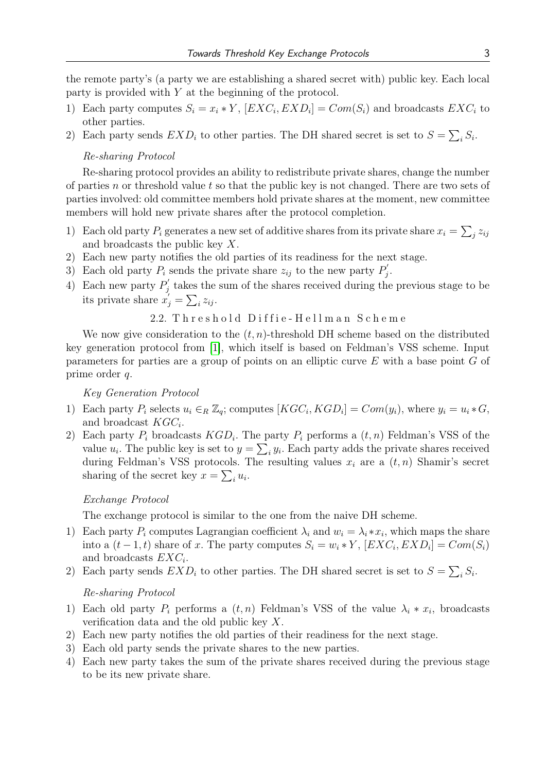the remote party's (a party we are establishing a shared secret with) public key. Each local party is provided with $Y$ at the beginning of the protocol.

1) Each party computes $S_i = x_i * Y$, $[EXC_i, EXD_i] = Com(S_i)$ and broadcasts $EXC_i$ to other parties.
2) Each party sends $EXD_i$ to other parties. The DH shared secret is set to $S = \sum_i S_i$.

*Re-sharing Protocol*

Re-sharing protocol provides an ability to redistribute private shares, change the number of parties $n$ or threshold value $t$ so that the public key is not changed. There are two sets of parties involved: old committee members hold private shares at the moment, new committee members will hold new private shares after the protocol completion.

1) Each old party $P_i$ generates a new set of additive shares from its private share $x_i = \sum_j z_{ij}$ and broadcasts the public key $X$.
2) Each new party notifies the old parties of its readiness for the next stage.
3) Each old party $P_i$ sends the private share $z_{ij}$ to the new party $P_j^{'}$.
4) Each new party $P_j^{'}$ takes the sum of the shares received during the previous stage to be its private share $x_j^{'} = \sum_i z_{ij}$.

### 2.2. Threshold Diffie-Hellman Scheme

We now give consideration to the $(t, n)$-threshold DH scheme based on the distributed key generation protocol from [1], which itself is based on Feldman's VSS scheme. Input parameters for parties are a group of points on an elliptic curve $E$ with a base point $G$ of prime order $q$.

*Key Generation Protocol*

1) Each party $P_i$ selects $u_i \in_R \mathbb{Z}_q$; computes $[KGC_i, KGD_i] = Com(y_i)$, where $y_i = u_i * G$, and broadcast $KGC_i$.
2) Each party $P_i$ broadcasts $KGD_i$. The party $P_i$ performs a $(t, n)$ Feldman's VSS of the value $u_i$. The public key is set to $y = \sum_i y_i$. Each party adds the private shares received during Feldman's VSS protocols. The resulting values $x_i$ are a $(t, n)$ Shamir's secret sharing of the secret key $x = \sum_i u_i$.

*Exchange Protocol*

The exchange protocol is similar to the one from the naive DH scheme.

1) Each party $P_i$ computes Lagrangian coefficient $\lambda_i$ and $w_i = \lambda_i * x_i$, which maps the share into a $(t-1, t)$ share of $x$. The party computes $S_i = w_i * Y$, $[EXC_i, EXD_i] = Com(S_i)$ and broadcasts $EXC_i$.
2) Each party sends $EXD_i$ to other parties. The DH shared secret is set to $S = \sum_i S_i$.

*Re-sharing Protocol*

1) Each old party $P_i$ performs a $(t, n)$ Feldman's VSS of the value $\lambda_i * x_i$, broadcasts verification data and the old public key $X$.
2) Each new party notifies the old parties of their readiness for the next stage.
3) Each old party sends the private shares to the new parties.
4) Each new party takes the sum of the private shares received during the previous stage to be its new private share.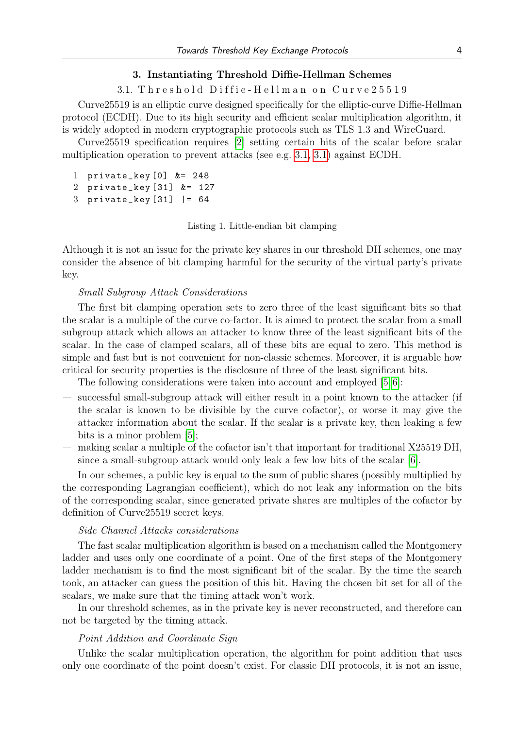## 3. Instantiating Threshold Diffie-Hellman Schemes

### 3.1. Threshold Diffie-Hellman on Curve25519

Curve25519 is an elliptic curve designed specifically for the elliptic-curve Diffie-Hellman protocol (ECDH). Due to its high security and efficient scalar multiplication algorithm, it is widely adopted in modern cryptographic protocols such as TLS 1.3 and WireGuard.

Curve25519 specification requires [2] setting certain bits of the scalar before scalar multiplication operation to prevent attacks (see e.g. 3.1, 3.1) against ECDH.

```
1  private_key[0] &= 248
2  private_key[31] &= 127
3  private_key[31] |= 64
```

Listing 1. Little-endian bit clamping

Although it is not an issue for the private key shares in our threshold DH schemes, one may consider the absence of bit clamping harmful for the security of the virtual party's private key.

*Small Subgroup Attack Considerations*

The first bit clamping operation sets to zero three of the least significant bits so that the scalar is a multiple of the curve co-factor. It is aimed to protect the scalar from a small subgroup attack which allows an attacker to know three of the least significant bits of the scalar. In the case of clamped scalars, all of these bits are equal to zero. This method is simple and fast but is not convenient for non-classic schemes. Moreover, it is arguable how critical for security properties is the disclosure of three of the least significant bits.

The following considerations were taken into account and employed [5,6]:

— successful small-subgroup attack will either result in a point known to the attacker (if the scalar is known to be divisible by the curve cofactor), or worse it may give the attacker information about the scalar. If the scalar is a private key, then leaking a few bits is a minor problem [5];

— making scalar a multiple of the cofactor isn't that important for traditional X25519 DH, since a small-subgroup attack would only leak a few low bits of the scalar [6].

In our schemes, a public key is equal to the sum of public shares (possibly multiplied by the corresponding Lagrangian coefficient), which do not leak any information on the bits of the corresponding scalar, since generated private shares are multiples of the cofactor by definition of Curve25519 secret keys.

*Side Channel Attacks considerations*

The fast scalar multiplication algorithm is based on a mechanism called the Montgomery ladder and uses only one coordinate of a point. One of the first steps of the Montgomery ladder mechanism is to find the most significant bit of the scalar. By the time the search took, an attacker can guess the position of this bit. Having the chosen bit set for all of the scalars, we make sure that the timing attack won't work.

In our threshold schemes, as in the private key is never reconstructed, and therefore can not be targeted by the timing attack.

*Point Addition and Coordinate Sign*

Unlike the scalar multiplication operation, the algorithm for point addition that uses only one coordinate of the point doesn't exist. For classic DH protocols, it is not an issue,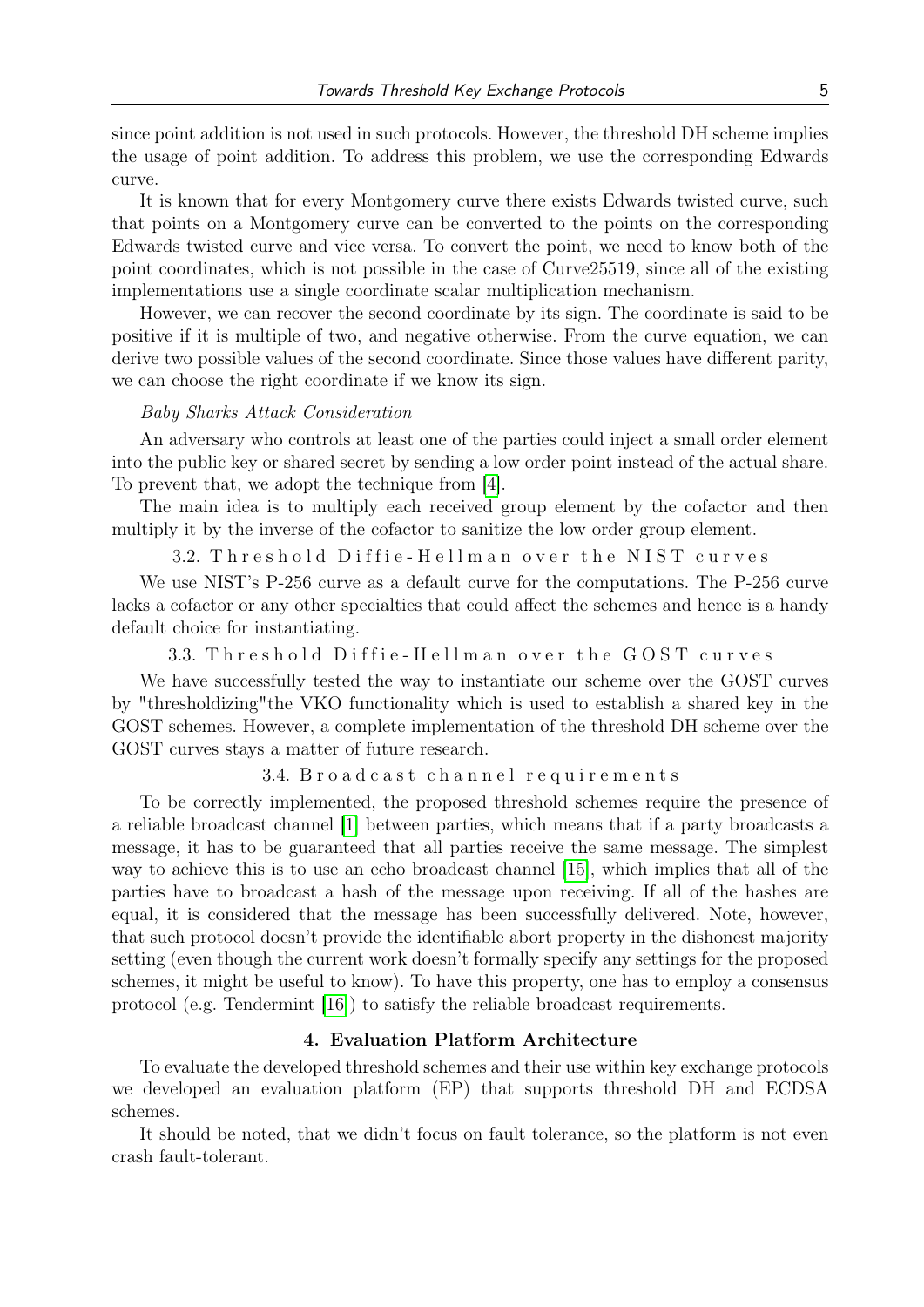since point addition is not used in such protocols. However, the threshold DH scheme implies the usage of point addition. To address this problem, we use the corresponding Edwards curve.

It is known that for every Montgomery curve there exists Edwards twisted curve, such that points on a Montgomery curve can be converted to the points on the corresponding Edwards twisted curve and vice versa. To convert the point, we need to know both of the point coordinates, which is not possible in the case of Curve25519, since all of the existing implementations use a single coordinate scalar multiplication mechanism.

However, we can recover the second coordinate by its sign. The coordinate is said to be positive if it is multiple of two, and negative otherwise. From the curve equation, we can derive two possible values of the second coordinate. Since those values have different parity, we can choose the right coordinate if we know its sign.

*Baby Sharks Attack Consideration*

An adversary who controls at least one of the parties could inject a small order element into the public key or shared secret by sending a low order point instead of the actual share. To prevent that, we adopt the technique from [4].

The main idea is to multiply each received group element by the cofactor and then multiply it by the inverse of the cofactor to sanitize the low order group element.

### 3.2. Threshold Diffie-Hellman over the NIST curves

We use NIST's P-256 curve as a default curve for the computations. The P-256 curve lacks a cofactor or any other specialties that could affect the schemes and hence is a handy default choice for instantiating.

### 3.3. Threshold Diffie-Hellman over the GOST curves

We have successfully tested the way to instantiate our scheme over the GOST curves by "thresholdizing"the VKO functionality which is used to establish a shared key in the GOST schemes. However, a complete implementation of the threshold DH scheme over the GOST curves stays a matter of future research.

### 3.4. Broadcast channel requirements

To be correctly implemented, the proposed threshold schemes require the presence of a reliable broadcast channel [1] between parties, which means that if a party broadcasts a message, it has to be guaranteed that all parties receive the same message. The simplest way to achieve this is to use an echo broadcast channel [15], which implies that all of the parties have to broadcast a hash of the message upon receiving. If all of the hashes are equal, it is considered that the message has been successfully delivered. Note, however, that such protocol doesn't provide the identifiable abort property in the dishonest majority setting (even though the current work doesn't formally specify any settings for the proposed schemes, it might be useful to know). To have this property, one has to employ a consensus protocol (e.g. Tendermint [16]) to satisfy the reliable broadcast requirements.

## 4. Evaluation Platform Architecture

To evaluate the developed threshold schemes and their use within key exchange protocols we developed an evaluation platform (EP) that supports threshold DH and ECDSA schemes.

It should be noted, that we didn't focus on fault tolerance, so the platform is not even crash fault-tolerant.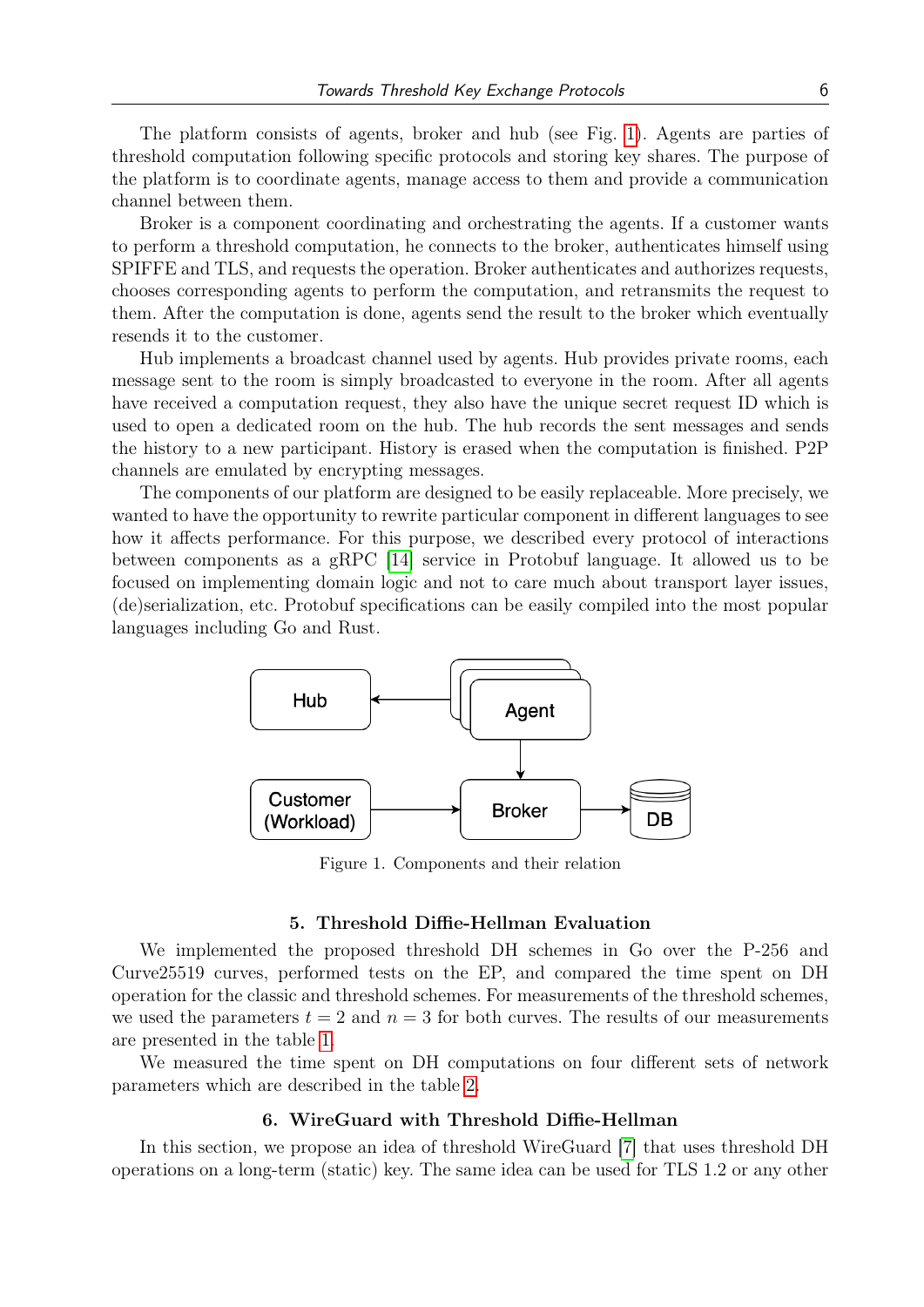The platform consists of agents, broker and hub (see Fig. 1). Agents are parties of threshold computation following specific protocols and storing key shares. The purpose of the platform is to coordinate agents, manage access to them and provide a communication channel between them.

Broker is a component coordinating and orchestrating the agents. If a customer wants to perform a threshold computation, he connects to the broker, authenticates himself using SPIFFE and TLS, and requests the operation. Broker authenticates and authorizes requests, chooses corresponding agents to perform the computation, and retransmits the request to them. After the computation is done, agents send the result to the broker which eventually resends it to the customer.

Hub implements a broadcast channel used by agents. Hub provides private rooms, each message sent to the room is simply broadcasted to everyone in the room. After all agents have received a computation request, they also have the unique secret request ID which is used to open a dedicated room on the hub. The hub records the sent messages and sends the history to a new participant. History is erased when the computation is finished. P2P channels are emulated by encrypting messages.

The components of our platform are designed to be easily replaceable. More precisely, we wanted to have the opportunity to rewrite particular component in different languages to see how it affects performance. For this purpose, we described every protocol of interactions between components as a gRPC [14] service in Protobuf language. It allowed us to be focused on implementing domain logic and not to care much about transport layer issues, (de)serialization, etc. Protobuf specifications can be easily compiled into the most popular languages including Go and Rust.

Figure 1. Components and their relation

## 5. Threshold Diffie-Hellman Evaluation

We implemented the proposed threshold DH schemes in Go over the P-256 and Curve25519 curves, performed tests on the EP, and compared the time spent on DH operation for the classic and threshold schemes. For measurements of the threshold schemes, we used the parameters $t = 2$ and $n = 3$ for both curves. The results of our measurements are presented in the table 1.

We measured the time spent on DH computations on four different sets of network parameters which are described in the table 2.

## 6. WireGuard with Threshold Diffie-Hellman

In this section, we propose an idea of threshold WireGuard [7] that uses threshold DH operations on a long-term (static) key. The same idea can be used for TLS 1.2 or any other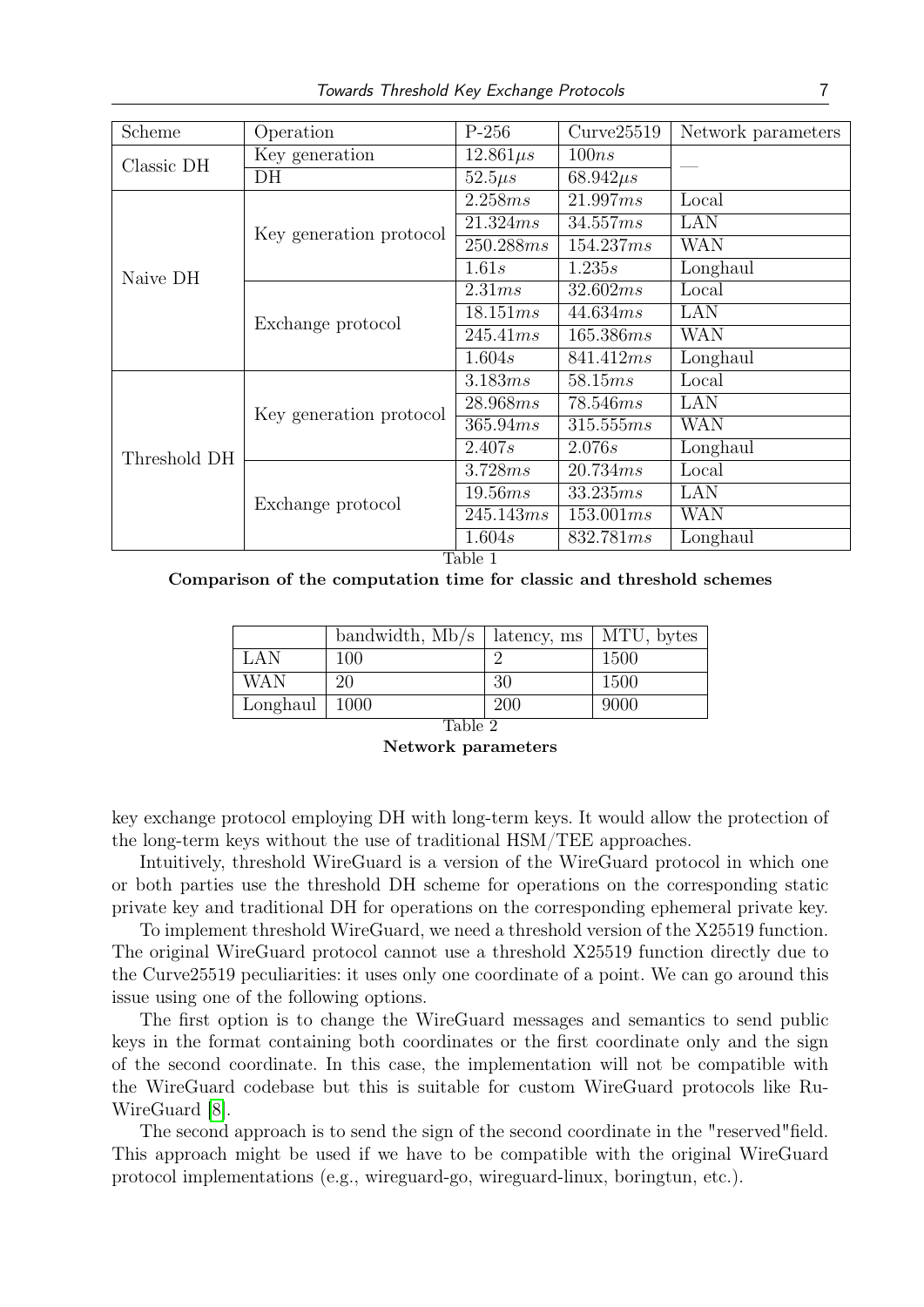| Scheme | Operation | P-256 | Curve25519 | Network parameters |
| --- | --- | --- | --- | --- |
| Classic DH | Key generation | $12.861\mu s$ | $100ns$ | — |
| | DH | $52.5\mu s$ | $68.942\mu s$ | |
| Naive DH | Key generation protocol | $2.258ms$ | $21.997ms$ | Local |
| | | $21.324ms$ | $34.557ms$ | LAN |
| | | $250.288ms$ | $154.237ms$ | WAN |
| | | $1.61s$ | $1.235s$ | Longhaul |
| | Exchange protocol | $2.31ms$ | $32.602ms$ | Local |
| | | $18.151ms$ | $44.634ms$ | LAN |
| | | $245.41ms$ | $165.386ms$ | WAN |
| | | $1.604s$ | $841.412ms$ | Longhaul |
| Threshold DH | Key generation protocol | $3.183ms$ | $58.15ms$ | Local |
| | | $28.968ms$ | $78.546ms$ | LAN |
| | | $365.94ms$ | $315.555ms$ | WAN |
| | | $2.407s$ | $2.076s$ | Longhaul |
| | Exchange protocol | $3.728ms$ | $20.734ms$ | Local |
| | | $19.56ms$ | $33.235ms$ | LAN |
| | | $245.143ms$ | $153.001ms$ | WAN |
| | | $1.604s$ | $832.781ms$ | Longhaul |

Table 1

**Comparison of the computation time for classic and threshold schemes**

| | bandwidth, Mb/s | latency, ms | MTU, bytes |
| --- | --- | --- | --- |
| LAN | 100 | 2 | 1500 |
| WAN | 20 | 30 | 1500 |
| Longhaul | 1000 | 200 | 9000 |

Table 2

**Network parameters**

key exchange protocol employing DH with long-term keys. It would allow the protection of the long-term keys without the use of traditional HSM/TEE approaches.

Intuitively, threshold WireGuard is a version of the WireGuard protocol in which one or both parties use the threshold DH scheme for operations on the corresponding static private key and traditional DH for operations on the corresponding ephemeral private key.

To implement threshold WireGuard, we need a threshold version of the X25519 function. The original WireGuard protocol cannot use a threshold X25519 function directly due to the Curve25519 peculiarities: it uses only one coordinate of a point. We can go around this issue using one of the following options.

The first option is to change the WireGuard messages and semantics to send public keys in the format containing both coordinates or the first coordinate only and the sign of the second coordinate. In this case, the implementation will not be compatible with the WireGuard codebase but this is suitable for custom WireGuard protocols like Ru-WireGuard [8].

The second approach is to send the sign of the second coordinate in the "reserved"field. This approach might be used if we have to be compatible with the original WireGuard protocol implementations (e.g., wireguard-go, wireguard-linux, boringtun, etc.).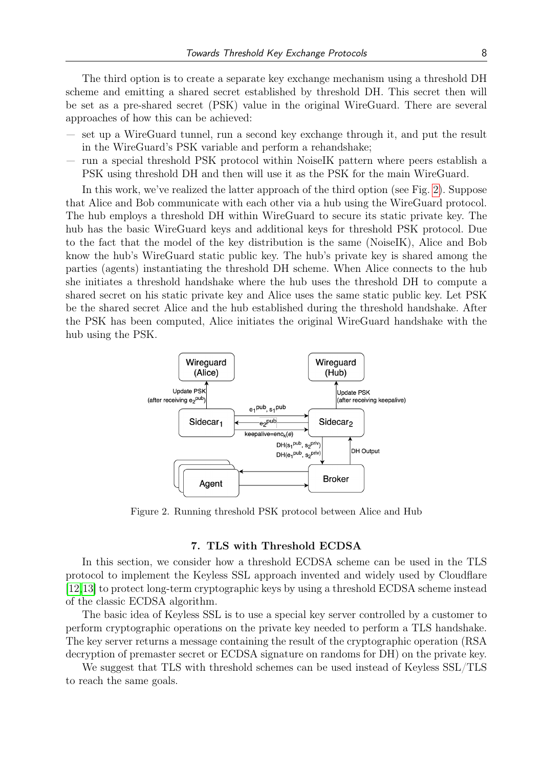The third option is to create a separate key exchange mechanism using a threshold DH scheme and emitting a shared secret established by threshold DH. This secret then will be set as a pre-shared secret (PSK) value in the original WireGuard. There are several approaches of how this can be achieved:

- set up a WireGuard tunnel, run a second key exchange through it, and put the result in the WireGuard's PSK variable and perform a rehandshake;
- run a special threshold PSK protocol within NoiseIK pattern where peers establish a PSK using threshold DH and then will use it as the PSK for the main WireGuard.

In this work, we've realized the latter approach of the third option (see Fig. 2). Suppose that Alice and Bob communicate with each other via a hub using the WireGuard protocol. The hub employs a threshold DH within WireGuard to secure its static private key. The hub has the basic WireGuard keys and additional keys for threshold PSK protocol. Due to the fact that the model of the key distribution is the same (NoiseIK), Alice and Bob know the hub's WireGuard static public key. The hub's private key is shared among the parties (agents) instantiating the threshold DH scheme. When Alice connects to the hub she initiates a threshold handshake where the hub uses the threshold DH to compute a shared secret on his static private key and Alice uses the same static public key. Let PSK be the shared secret Alice and the hub established during the threshold handshake. After the PSK has been computed, Alice initiates the original WireGuard handshake with the hub using the PSK.

Figure 2. Running threshold PSK protocol between Alice and Hub

## 7. TLS with Threshold ECDSA

In this section, we consider how a threshold ECDSA scheme can be used in the TLS protocol to implement the Keyless SSL approach invented and widely used by Cloudflare [12,13] to protect long-term cryptographic keys by using a threshold ECDSA scheme instead of the classic ECDSA algorithm.

The basic idea of Keyless SSL is to use a special key server controlled by a customer to perform cryptographic operations on the private key needed to perform a TLS handshake. The key server returns a message containing the result of the cryptographic operation (RSA decryption of premaster secret or ECDSA signature on randoms for DH) on the private key.

We suggest that TLS with threshold schemes can be used instead of Keyless SSL/TLS to reach the same goals.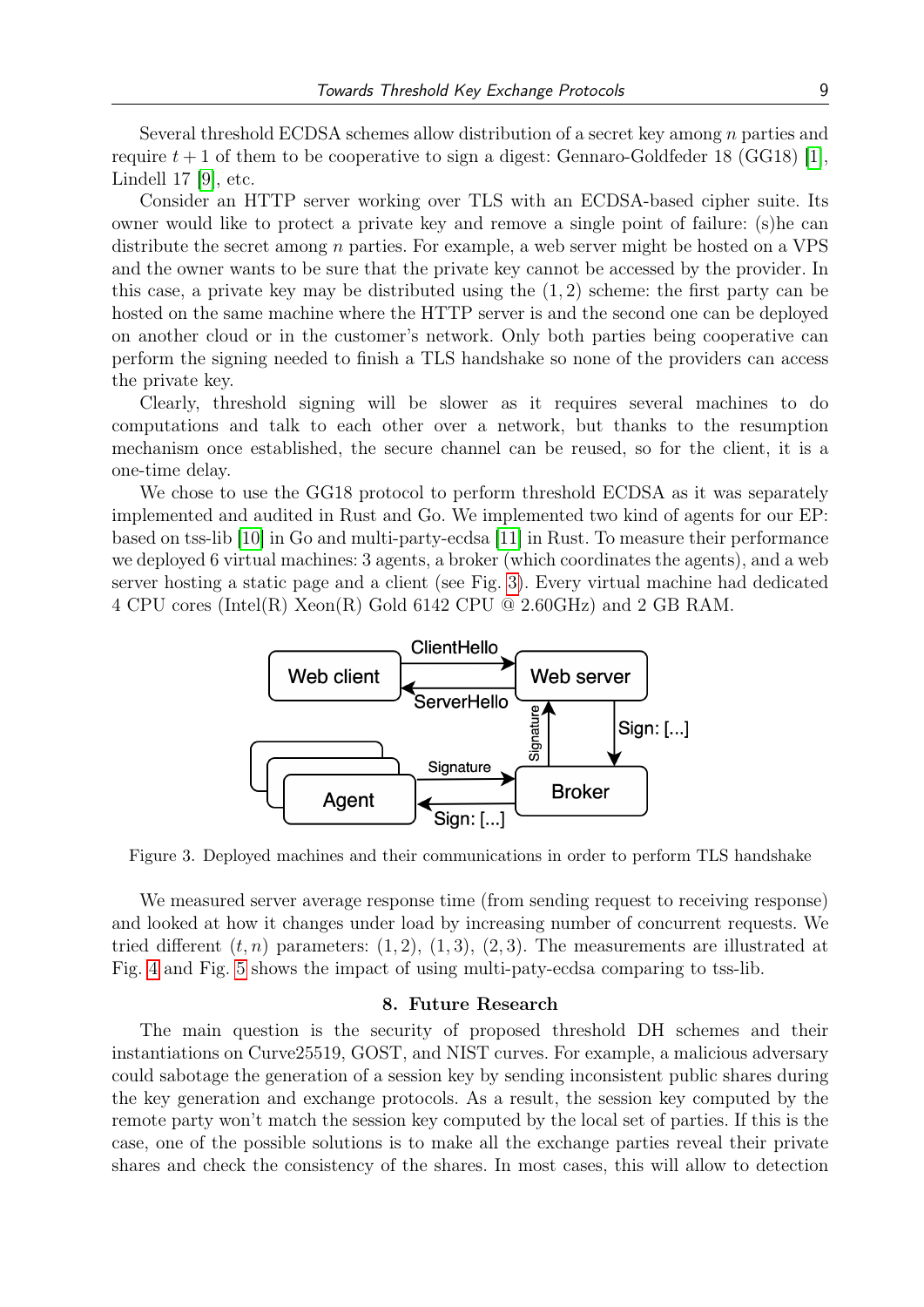Several threshold ECDSA schemes allow distribution of a secret key among $n$ parties and require $t+1$ of them to be cooperative to sign a digest: Gennaro-Goldfeder 18 (GG18) [1], Lindell 17 [9], etc.

Consider an HTTP server working over TLS with an ECDSA-based cipher suite. Its owner would like to protect a private key and remove a single point of failure: (s)he can distribute the secret among $n$ parties. For example, a web server might be hosted on a VPS and the owner wants to be sure that the private key cannot be accessed by the provider. In this case, a private key may be distributed using the $(1,2)$ scheme: the first party can be hosted on the same machine where the HTTP server is and the second one can be deployed on another cloud or in the customer's network. Only both parties being cooperative can perform the signing needed to finish a TLS handshake so none of the providers can access the private key.

Clearly, threshold signing will be slower as it requires several machines to do computations and talk to each other over a network, but thanks to the resumption mechanism once established, the secure channel can be reused, so for the client, it is a one-time delay.

We chose to use the GG18 protocol to perform threshold ECDSA as it was separately implemented and audited in Rust and Go. We implemented two kind of agents for our EP: based on tss-lib [10] in Go and multi-party-ecdsa [11] in Rust. To measure their performance we deployed 6 virtual machines: 3 agents, a broker (which coordinates the agents), and a web server hosting a static page and a client (see Fig. 3). Every virtual machine had dedicated 4 CPU cores (Intel(R) Xeon(R) Gold 6142 CPU @ 2.60GHz) and 2 GB RAM.

Figure 3. Deployed machines and their communications in order to perform TLS handshake

We measured server average response time (from sending request to receiving response) and looked at how it changes under load by increasing number of concurrent requests. We tried different $(t,n)$ parameters: $(1,2)$, $(1,3)$, $(2,3)$. The measurements are illustrated at Fig. 4 and Fig. 5 shows the impact of using multi-paty-ecdsa comparing to tss-lib.

## 8. Future Research

The main question is the security of proposed threshold DH schemes and their instantiations on Curve25519, GOST, and NIST curves. For example, a malicious adversary could sabotage the generation of a session key by sending inconsistent public shares during the key generation and exchange protocols. As a result, the session key computed by the remote party won't match the session key computed by the local set of parties. If this is the case, one of the possible solutions is to make all the exchange parties reveal their private shares and check the consistency of the shares. In most cases, this will allow to detection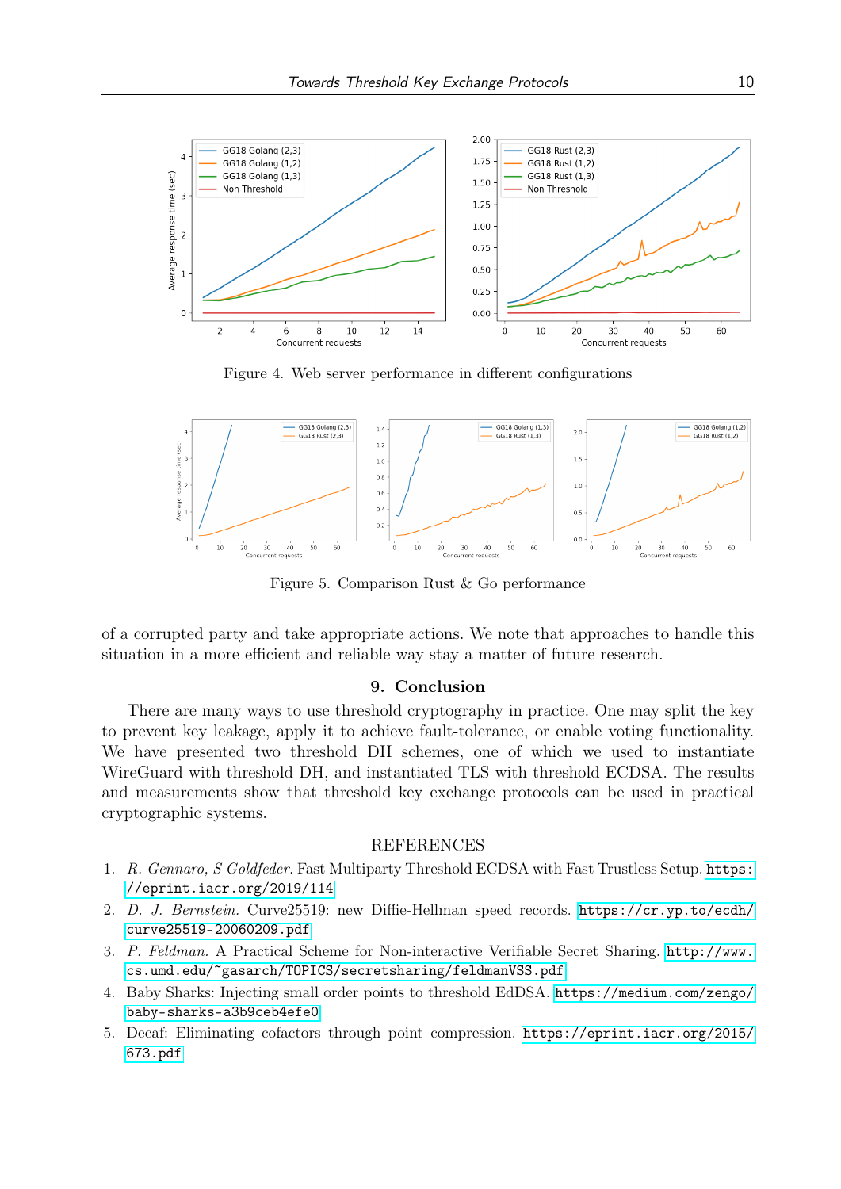Figure 4. Web server performance in different configurations

Figure 5. Comparison Rust & Go performance

of a corrupted party and take appropriate actions. We note that approaches to handle this situation in a more efficient and reliable way stay a matter of future research.

## 9. Conclusion

There are many ways to use threshold cryptography in practice. One may split the key to prevent key leakage, apply it to achieve fault-tolerance, or enable voting functionality. We have presented two threshold DH schemes, one of which we used to instantiate WireGuard with threshold DH, and instantiated TLS with threshold ECDSA. The results and measurements show that threshold key exchange protocols can be used in practical cryptographic systems.

## REFERENCES

1. *R. Gennaro, S Goldfeder.* Fast Multiparty Threshold ECDSA with Fast Trustless Setup. `https://eprint.iacr.org/2019/114`
2. *D. J. Bernstein.* Curve25519: new Diffie-Hellman speed records. `https://cr.yp.to/ecdh/curve25519-20060209.pdf`
3. *P. Feldman.* A Practical Scheme for Non-interactive Verifiable Secret Sharing. `http://www.cs.umd.edu/~gasarch/TOPICS/secretsharing/feldmanVSS.pdf`
4. Baby Sharks: Injecting small order points to threshold EdDSA. `https://medium.com/zengo/baby-sharks-a3b9ceb4efe0`
5. Decaf: Eliminating cofactors through point compression. `https://eprint.iacr.org/2015/673.pdf`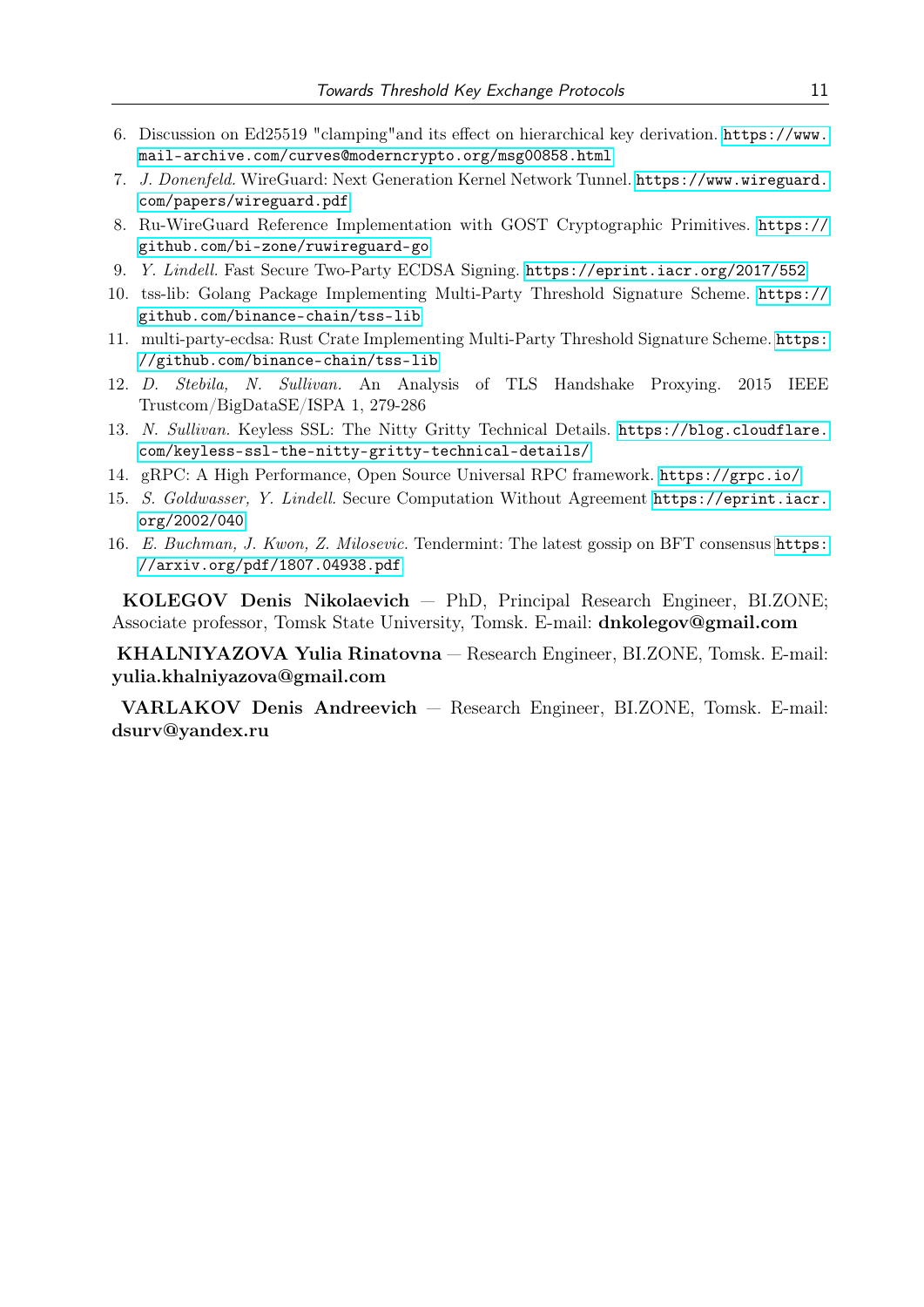6. Discussion on Ed25519 "clamping"and its effect on hierarchical key derivation. https://www.mail-archive.com/curves@moderncrypto.org/msg00858.html
7. *J. Donenfeld.* WireGuard: Next Generation Kernel Network Tunnel. https://www.wireguard.com/papers/wireguard.pdf
8. Ru-WireGuard Reference Implementation with GOST Cryptographic Primitives. https://github.com/bi-zone/ruwireguard-go
9. *Y. Lindell.* Fast Secure Two-Party ECDSA Signing. https://eprint.iacr.org/2017/552
10. tss-lib: Golang Package Implementing Multi-Party Threshold Signature Scheme. https://github.com/binance-chain/tss-lib
11. multi-party-ecdsa: Rust Crate Implementing Multi-Party Threshold Signature Scheme. https://github.com/binance-chain/tss-lib
12. *D. Stebila, N. Sullivan.* An Analysis of TLS Handshake Proxying. 2015 IEEE Trustcom/BigDataSE/ISPA 1, 279-286
13. *N. Sullivan.* Keyless SSL: The Nitty Gritty Technical Details. https://blog.cloudflare.com/keyless-ssl-the-nitty-gritty-technical-details/
14. gRPC: A High Performance, Open Source Universal RPC framework. https://grpc.io/
15. *S. Goldwasser, Y. Lindell.* Secure Computation Without Agreement https://eprint.iacr.org/2002/040
16. *E. Buchman, J. Kwon, Z. Milosevic.* Tendermint: The latest gossip on BFT consensus https://arxiv.org/pdf/1807.04938.pdf

**KOLEGOV Denis Nikolaevich** — PhD, Principal Research Engineer, BI.ZONE; Associate professor, Tomsk State University, Tomsk. E-mail: **dnkolegov@gmail.com**

**KHALNIYAZOVA Yulia Rinatovna** — Research Engineer, BI.ZONE, Tomsk. E-mail: **yulia.khalniyazova@gmail.com**

**VARLAKOV Denis Andreevich** — Research Engineer, BI.ZONE, Tomsk. E-mail: **dsurv@yandex.ru**